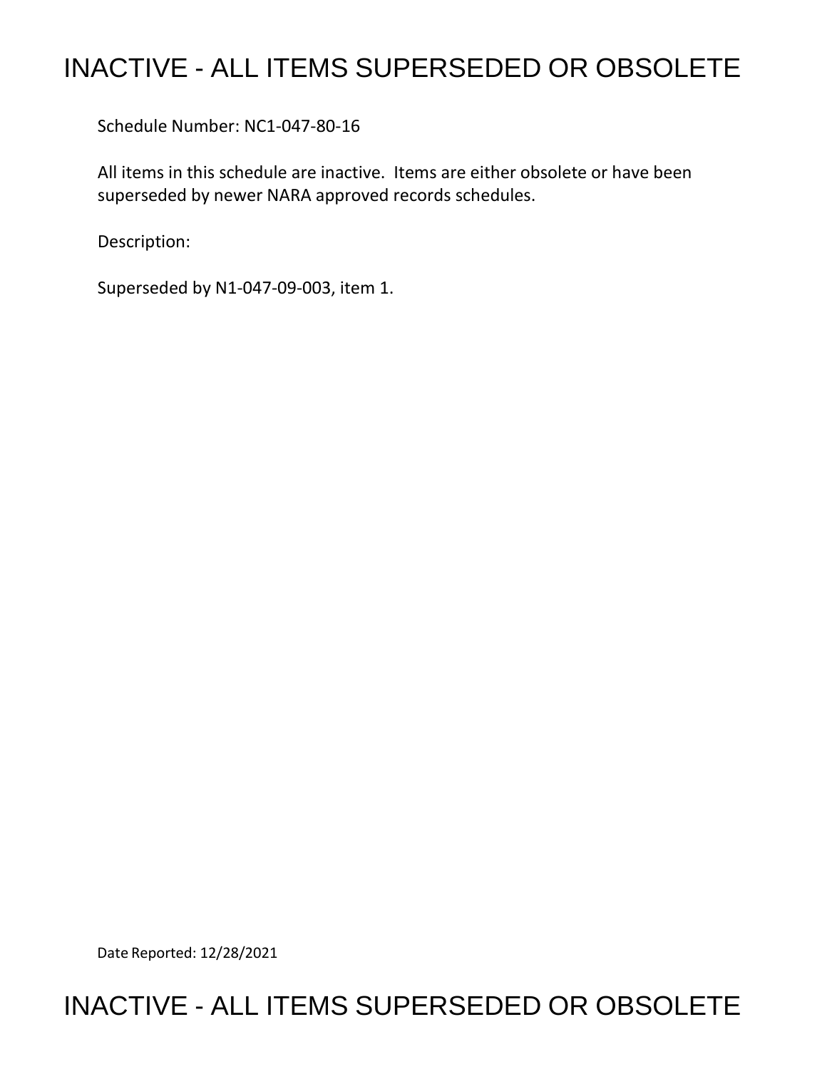# INACTIVE - ALL ITEMS SUPERSEDED OR OBSOLETE

Schedule Number: NC1-047-80-16

All items in this schedule are inactive. Items are either obsolete or have been superseded by newer NARA approved records schedules.

Description:

Superseded by N1-047-09-003, item 1.

Date Reported: 12/28/2021

# INACTIVE - ALL ITEMS SUPERSEDED OR OBSOLETE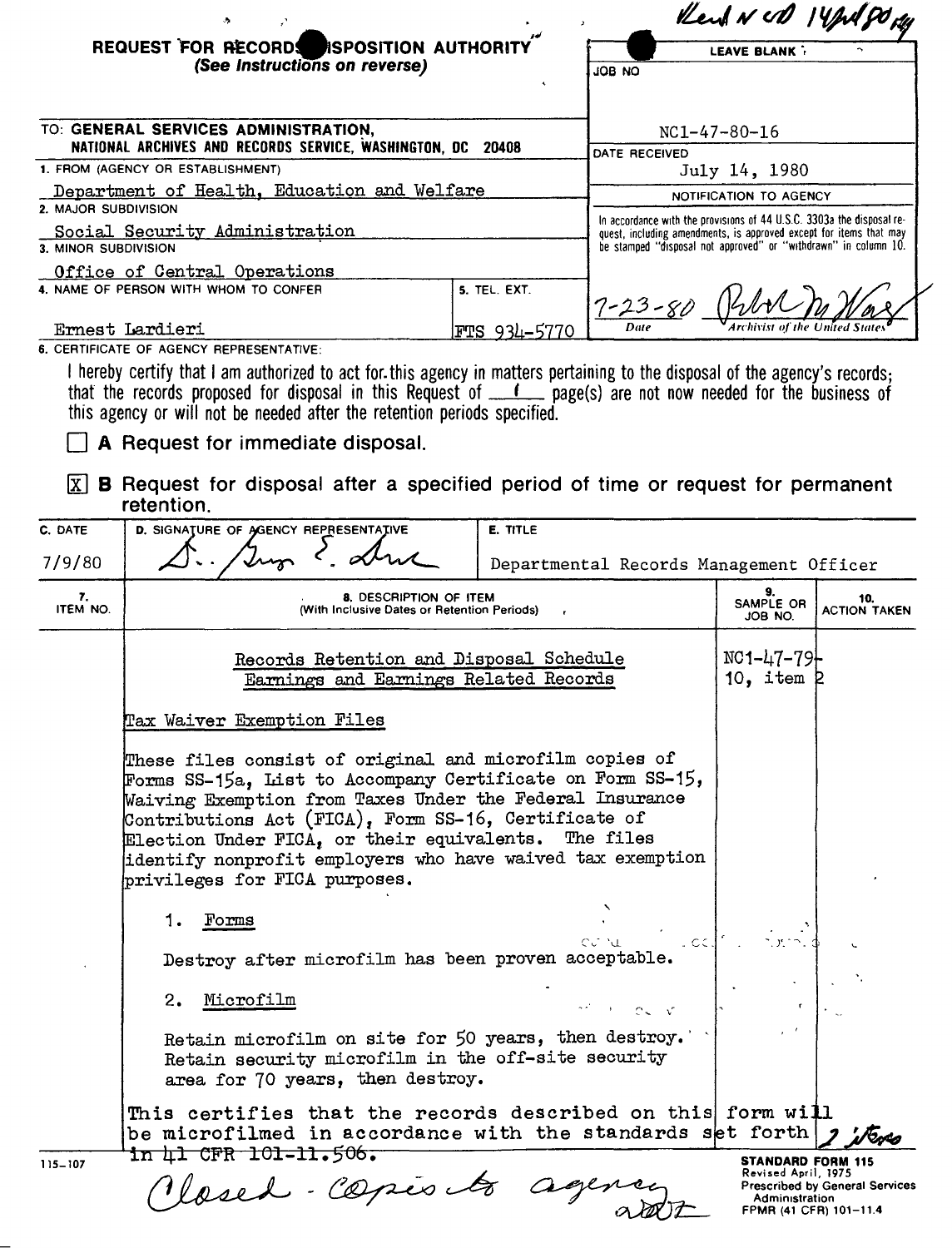Rec'd NCD 14 Jul 80

**REQUEST FOR RECORDS DISPOSITION AUTHORITY**
*(See Instructions on reverse)*

LEAVE BLANK

JOB NO: NC1-47-80-16

DATE RECEIVED: July 14, 1980

TO: **GENERAL SERVICES ADMINISTRATION, NATIONAL ARCHIVES AND RECORDS SERVICE, WASHINGTON, DC 20408**

1. FROM (AGENCY OR ESTABLISHMENT): Department of Health, Education and Welfare
2. MAJOR SUBDIVISION: Social Security Administration
3. MINOR SUBDIVISION: Office of Central Operations
4. NAME OF PERSON WITH WHOM TO CONFER: Ernest Lardieri
5. TEL. EXT.: FTS 934-5770

NOTIFICATION TO AGENCY

In accordance with the provisions of 44 U.S.C. 3303a the disposal request, including amendments, is approved except for items that may be stamped "disposal not approved" or "withdrawn" in column 10.

7-23-80 — Date — Archivist of the United States

6. CERTIFICATE OF AGENCY REPRESENTATIVE:

I hereby certify that I am authorized to act for this agency in matters pertaining to the disposal of the agency's records; that the records proposed for disposal in this Request of 1 page(s) are not now needed for the business of this agency or will not be needed after the retention periods specified.

☐ **A** Request for immediate disposal.

☒ **B** Request for disposal after a specified period of time or request for permanent retention.

| C. DATE | D. SIGNATURE OF AGENCY REPRESENTATIVE | E. TITLE |
|---|---|---|
| 7/9/80 | [signature] | Departmental Records Management Officer |

| 7. ITEM NO. | 8. DESCRIPTION OF ITEM (With Inclusive Dates or Retention Periods) | 9. SAMPLE OR JOB NO. | 10. ACTION TAKEN |
|---|---|---|---|
| | Records Retention and Disposal Schedule<br>Earnings and Earnings Related Records | NC1-47-79-10, item 2 | |
| | Tax Waiver Exemption Files<br><br>These files consist of original and microfilm copies of Forms SS-15a, List to Accompany Certificate on Form SS-15, Waiving Exemption from Taxes Under the Federal Insurance Contributions Act (FICA), Form SS-16, Certificate of Election Under FICA, or their equivalents. The files identify nonprofit employers who have waived tax exemption privileges for FICA purposes. | | |
| | 1. Forms<br><br>Destroy after microfilm has been proven acceptable. | | |
| | 2. Microfilm<br><br>Retain microfilm on site for 50 years, then destroy. Retain security microfilm in the off-site security area for 70 years, then destroy. | | |
| | This certifies that the records described on this form will be microfilmed in accordance with the standards set forth ~~in 41 CFR 101-11.506.~~ | | 2 items |

Closed - Copies to agency

115-107

**STANDARD FORM 115**
Revised April, 1975
Prescribed by General Services Administration
FPMR (41 CFR) 101-11.4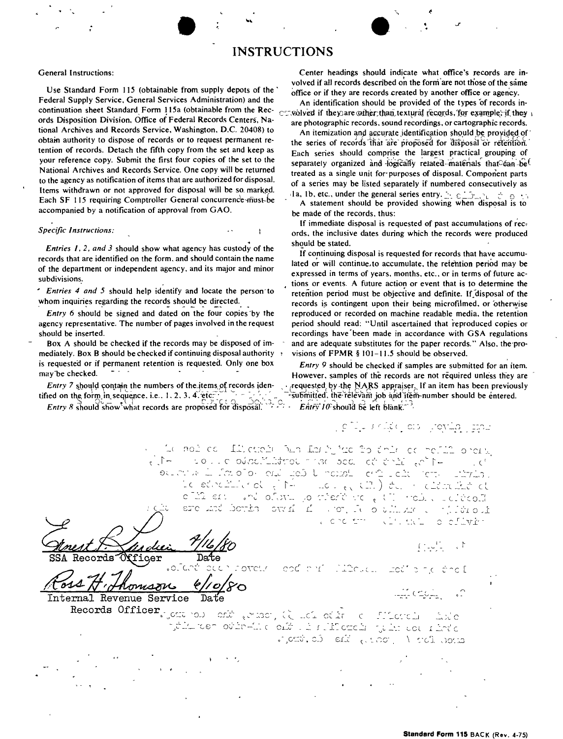# INSTRUCTIONS

General Instructions:

Use Standard Form 115 (obtainable from supply depots of the Federal Supply Service, General Services Administration) and the continuation sheet Standard Form 115a (obtainable from the Records Disposition Division, Office of Federal Records Centers, National Archives and Records Service, Washington, D.C. 20408) to obtain authority to dispose of records or to request permanent retention of records. Detach the fifth copy from the set and keep as your reference copy. Submit the first four copies of the set to the National Archives and Records Service. One copy will be returned to the agency as notification of items that are authorized for disposal. Items withdrawn or not approved for disposal will be so marked. Each SF 115 requiring Comptroller General concurrence must be accompanied by a notification of approval from GAO.

*Specific Instructions:*

*Entries 1, 2, and 3* should show what agency has custody of the records that are identified on the form, and should contain the name of the department or independent agency, and its major and minor subdivisions.

*Entries 4 and 5* should help identify and locate the person to whom inquiries regarding the records should be directed.

*Entry 6* should be signed and dated on the four copies by the agency representative. The number of pages involved in the request should be inserted.

Box A should be checked if the records may be disposed of immediately. Box B should be checked if continuing disposal authority is requested or if permanent retention is requested. Only one box may be checked.

*Entry 7* should contain the numbers of the items of records identified on the form in sequence, i.e., 1, 2, 3, 4, etc.

*Entry 8* should show what records are proposed for disposal.

Center headings should indicate what office's records are involved if all records described on the form are not those of the same office or if they are records created by another office or agency.

An identification should be provided of the types of records involved if they are other than textural records, for example, if they are photographic records, sound recordings, or cartographic records.

An itemization and accurate identification should be provided of the series of records that are proposed for disposal or retention. Each series should comprise the largest practical grouping of separately organized and logically related materials that can be treated as a single unit for purposes of disposal. Component parts of a series may be listed separately if numbered consecutively as 1a, 1b, etc., under the general series entry.

A statement should be provided showing when disposal is to be made of the records, thus:

If immediate disposal is requested of past accumulations of records, the inclusive dates during which the records were produced should be stated.

If continuing disposal is requested for records that have accumulated or will continue to accumulate, the retention period may be expressed in terms of years, months, etc., or in terms of future actions or events. A future action or event that is to determine the retention period must be objective and definite. If disposal of the records is contingent upon their being microfilmed, or otherwise reproduced or recorded on machine readable media, the retention period should read: "Until ascertained that reproduced copies or recordings have been made in accordance with GSA regulations and are adequate substitutes for the paper records." Also, the provisions of FPMR § 101-11.5 should be observed.

*Entry 9* should be checked if samples are submitted for an item. However, samples of the records are not required unless they are requested by the NARS appraiser. If an item has been previously submitted, the relevant job and item-number should be entered.

*Entry 10* should be left blank.

Ernest P. [signature] 4/16/80
SSA Records Officer Date

Ross H. Thomson 6/10/80
Internal Revenue Service Date
Records Officer

**Standard Form 115** BACK (Rev. 4-75)